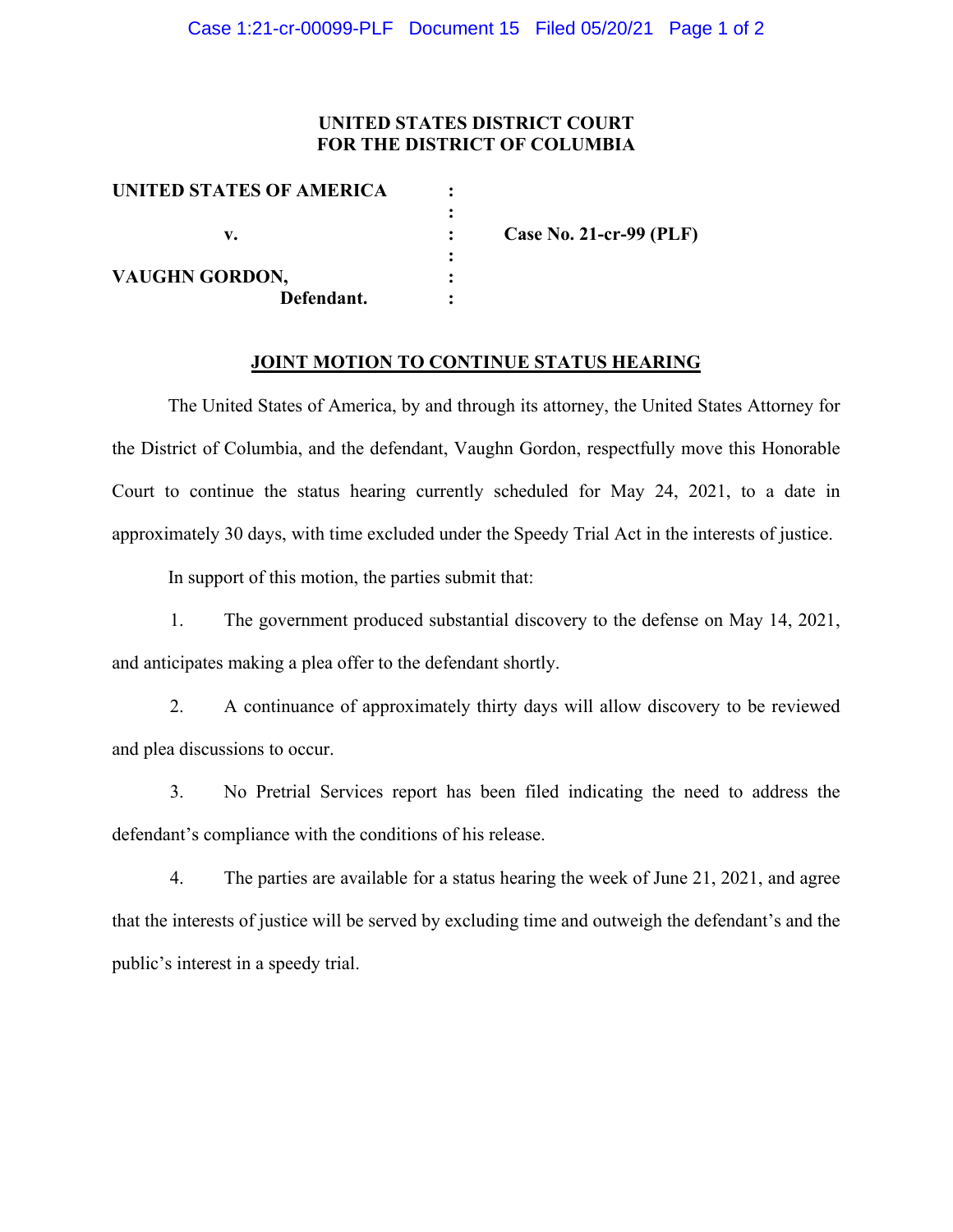**UNITED STATES DISTRICT COURT**
**FOR THE DISTRICT OF COLUMBIA**

| | | |
|---|---|---|
| **UNITED STATES OF AMERICA** | : | |
| | : | |
| **v.** | : | **Case No. 21-cr-99 (PLF)** |
| | : | |
| **VAUGHN GORDON,** | : | |
| **Defendant.** | : | |

## JOINT MOTION TO CONTINUE STATUS HEARING

The United States of America, by and through its attorney, the United States Attorney for the District of Columbia, and the defendant, Vaughn Gordon, respectfully move this Honorable Court to continue the status hearing currently scheduled for May 24, 2021, to a date in approximately 30 days, with time excluded under the Speedy Trial Act in the interests of justice.

In support of this motion, the parties submit that:

1. The government produced substantial discovery to the defense on May 14, 2021, and anticipates making a plea offer to the defendant shortly.

2. A continuance of approximately thirty days will allow discovery to be reviewed and plea discussions to occur.

3. No Pretrial Services report has been filed indicating the need to address the defendant's compliance with the conditions of his release.

4. The parties are available for a status hearing the week of June 21, 2021, and agree that the interests of justice will be served by excluding time and outweigh the defendant's and the public's interest in a speedy trial.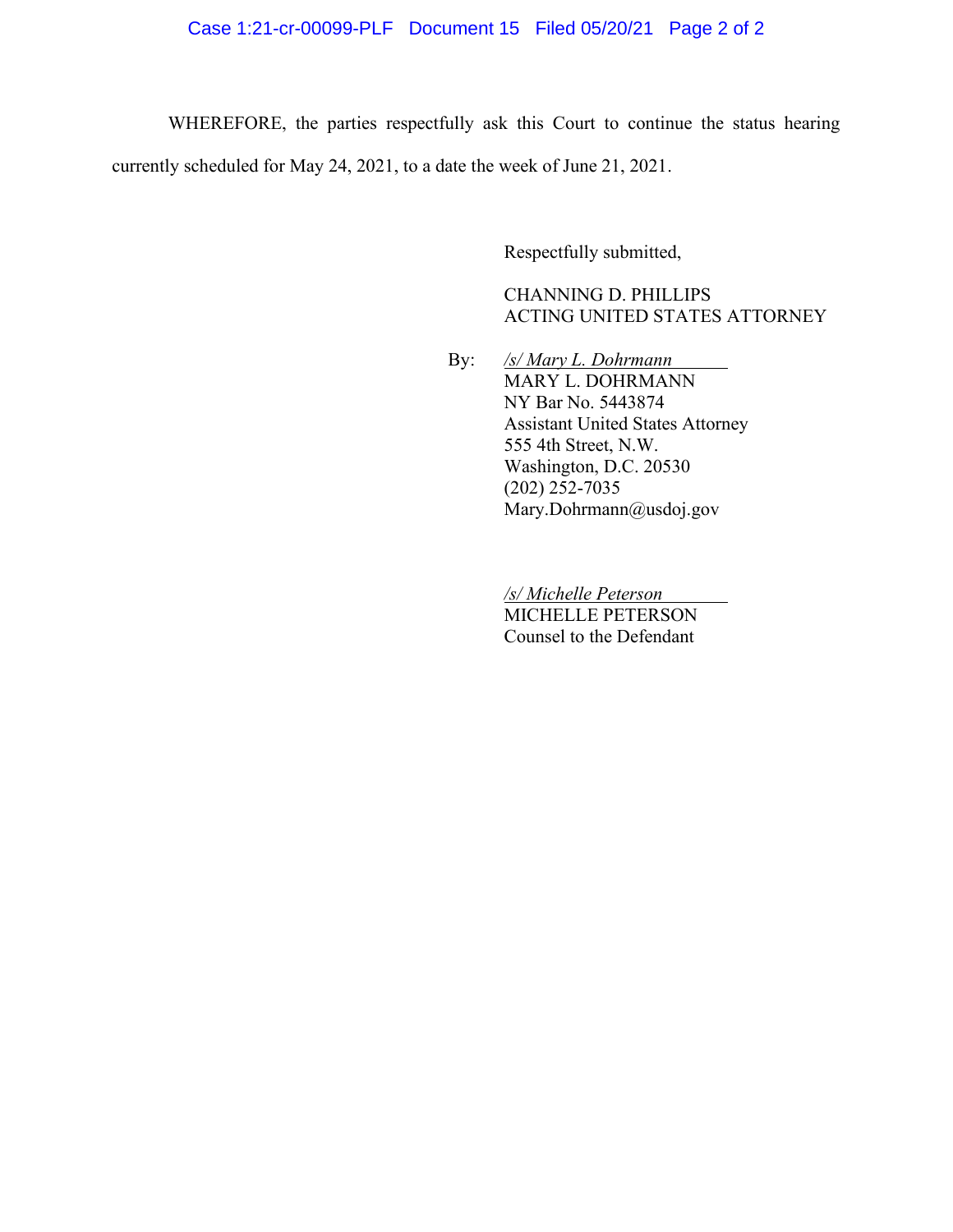WHEREFORE, the parties respectfully ask this Court to continue the status hearing currently scheduled for May 24, 2021, to a date the week of June 21, 2021.

Respectfully submitted,

CHANNING D. PHILLIPS
ACTING UNITED STATES ATTORNEY

By: */s/ Mary L. Dohrmann*
MARY L. DOHRMANN
NY Bar No. 5443874
Assistant United States Attorney
555 4th Street, N.W.
Washington, D.C. 20530
(202) 252-7035
Mary.Dohrmann@usdoj.gov

*/s/ Michelle Peterson*
MICHELLE PETERSON
Counsel to the Defendant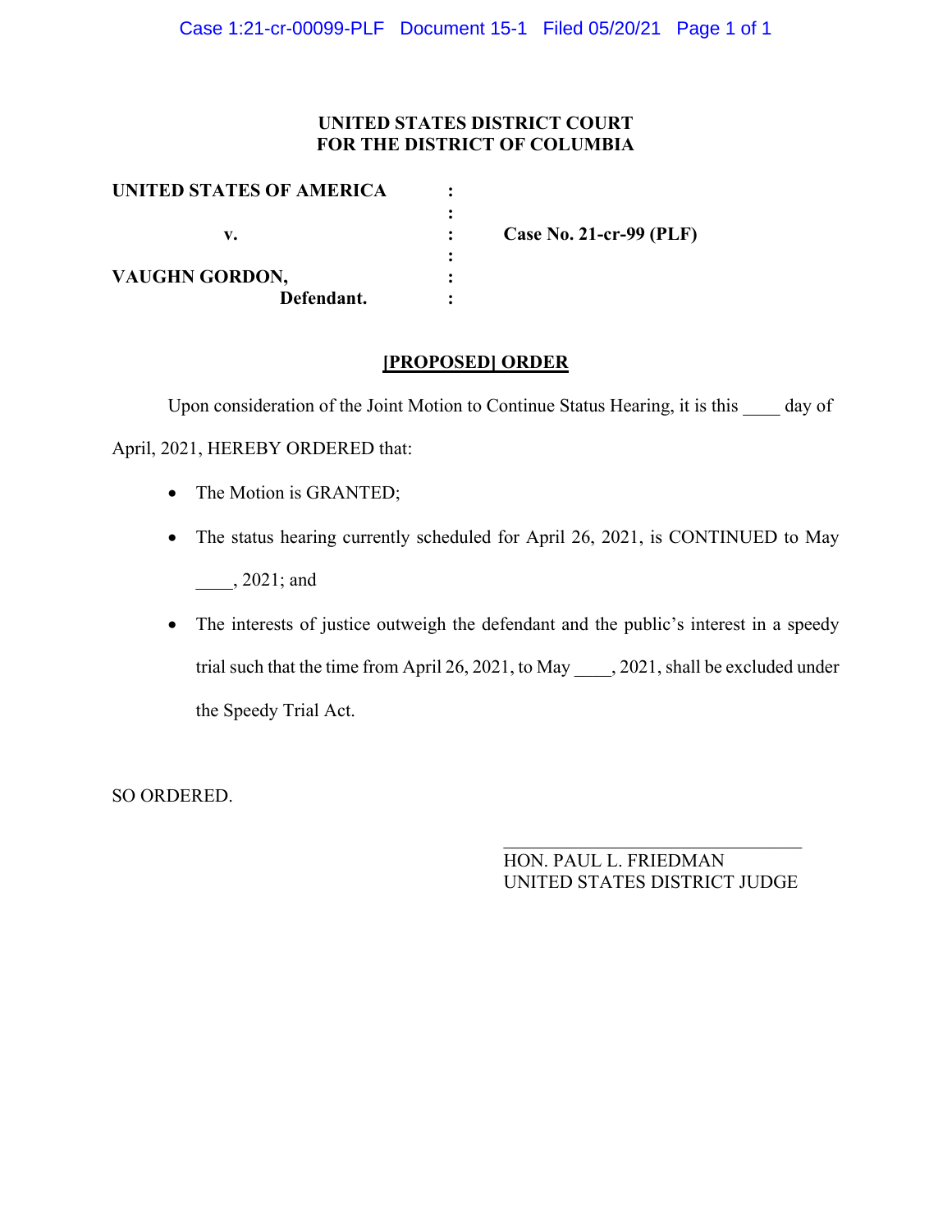**UNITED STATES DISTRICT COURT**
**FOR THE DISTRICT OF COLUMBIA**

| | | |
|---|---|---|
| **UNITED STATES OF AMERICA** | : | |
| | : | |
| **v.** | : | **Case No. 21-cr-99 (PLF)** |
| | : | |
| **VAUGHN GORDON,** | : | |
| **Defendant.** | : | |

**[PROPOSED] ORDER**

Upon consideration of the Joint Motion to Continue Status Hearing, it is this ____ day of April, 2021, HEREBY ORDERED that:

- The Motion is GRANTED;
- The status hearing currently scheduled for April 26, 2021, is CONTINUED to May ____, 2021; and
- The interests of justice outweigh the defendant and the public's interest in a speedy trial such that the time from April 26, 2021, to May ____, 2021, shall be excluded under the Speedy Trial Act.

SO ORDERED.

\_\_\_\_\_\_\_\_\_\_\_\_\_\_\_\_\_\_\_\_\_\_\_\_\_\_\_\_\_\_
HON. PAUL L. FRIEDMAN
UNITED STATES DISTRICT JUDGE